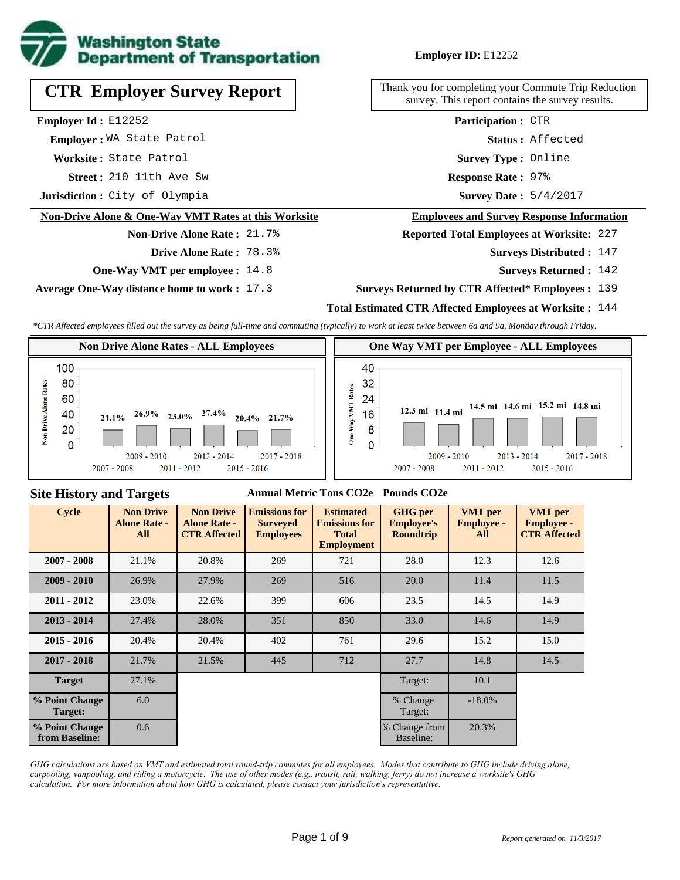**Washington State Department of Transportation**

**Employer ID:** E12252

# CTR Employer Survey Report

Thank you for completing your Commute Trip Reduction survey. This report contains the survey results.

**Employer Id :** E12252
**Employer :** WA State Patrol
**Worksite :** State Patrol
**Street :** 210 11th Ave Sw
**Jurisdiction :** City of Olympia

**Participation :** CTR
**Status :** Affected
**Survey Type :** Online
**Response Rate :** 97%
**Survey Date :** 5/4/2017

## Non-Drive Alone & One-Way VMT Rates at this Worksite

**Non-Drive Alone Rate :** 21.7%
**Drive Alone Rate :** 78.3%
**One-Way VMT per employee :** 14.8
**Average One-Way distance home to work :** 17.3

## Employees and Survey Response Information

**Reported Total Employees at Worksite:** 227
**Surveys Distributed :** 147
**Surveys Returned :** 142
**Surveys Returned by CTR Affected* Employees :** 139
**Total Estimated CTR Affected Employees at Worksite :** 144

*\*CTR Affected employees filled out the survey as being full-time and commuting (typically) to work at least twice between 6a and 9a, Monday through Friday.*

### Non Drive Alone Rates - ALL Employees

| Cycle | Non Drive Alone Rate |
|---|---|
| 2007 - 2008 | 21.1% |
| 2009 - 2010 | 26.9% |
| 2011 - 2012 | 23.0% |
| 2013 - 2014 | 27.4% |
| 2015 - 2016 | 20.4% |
| 2017 - 2018 | 21.7% |

### One Way VMT per Employee - ALL Employees

| Cycle | One Way VMT |
|---|---|
| 2007 - 2008 | 12.3 mi |
| 2009 - 2010 | 11.4 mi |
| 2011 - 2012 | 14.5 mi |
| 2013 - 2014 | 14.6 mi |
| 2015 - 2016 | 15.2 mi |
| 2017 - 2018 | 14.8 mi |

## Site History and Targets

| Cycle | Non Drive Alone Rate - All | Non Drive Alone Rate - CTR Affected | Emissions for Surveyed Employees (Annual Metric Tons CO2e) | Estimated Emissions for Total Employment (Annual Metric Tons CO2e) | GHG per Employee's Roundtrip (Pounds CO2e) | VMT per Employee - All | VMT per Employee - CTR Affected |
|---|---|---|---|---|---|---|---|
| 2007 - 2008 | 21.1% | 20.8% | 269 | 721 | 28.0 | 12.3 | 12.6 |
| 2009 - 2010 | 26.9% | 27.9% | 269 | 516 | 20.0 | 11.4 | 11.5 |
| 2011 - 2012 | 23.0% | 22.6% | 399 | 606 | 23.5 | 14.5 | 14.9 |
| 2013 - 2014 | 27.4% | 28.0% | 351 | 850 | 33.0 | 14.6 | 14.9 |
| 2015 - 2016 | 20.4% | 20.4% | 402 | 761 | 29.6 | 15.2 | 15.0 |
| 2017 - 2018 | 21.7% | 21.5% | 445 | 712 | 27.7 | 14.8 | 14.5 |
| Target | 27.1% | | | | Target: | 10.1 | |
| % Point Change Target: | 6.0 | | | | % Change Target: | -18.0% | |
| % Point Change from Baseline: | 0.6 | | | | % Change from Baseline: | 20.3% | |

*GHG calculations are based on VMT and estimated total round-trip commutes for all employees. Modes that contribute to GHG include driving alone, carpooling, vanpooling, and riding a motorcycle. The use of other modes (e.g., transit, rail, walking, ferry) do not increase a worksite's GHG calculation. For more information about how GHG is calculated, please contact your jurisdiction's representative.*

*Report generated on 11/3/2017*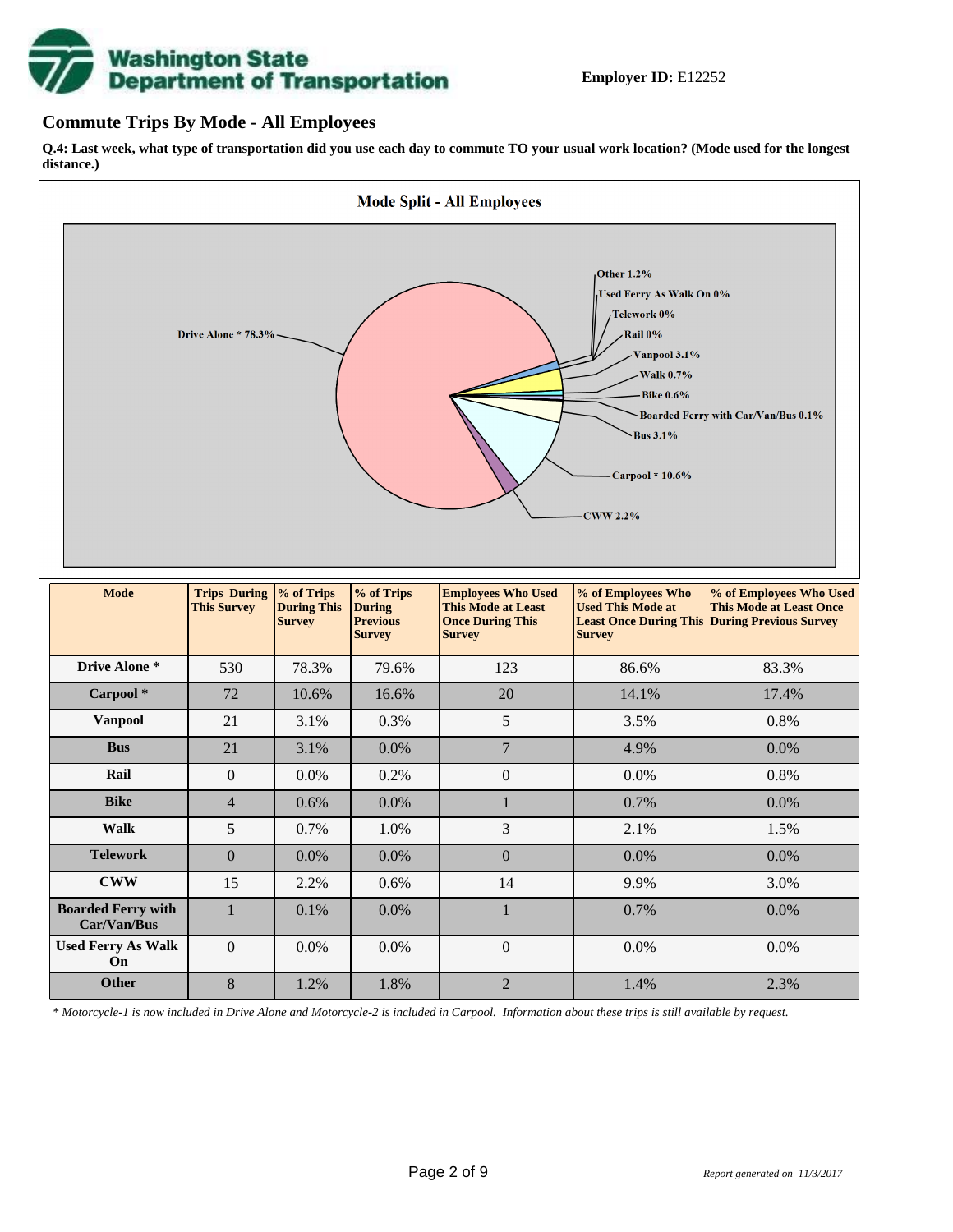**Employer ID:** E12252

## Commute Trips By Mode - All Employees

**Q.4: Last week, what type of transportation did you use each day to commute TO your usual work location? (Mode used for the longest distance.)**

**Mode Split - All Employees**

Drive Alone * 78.3%
Other 1.2%
Used Ferry As Walk On 0%
Telework 0%
Rail 0%
Vanpool 3.1%
Walk 0.7%
Bike 0.6%
Boarded Ferry with Car/Van/Bus 0.1%
Bus 3.1%
Carpool * 10.6%
CWW 2.2%

| Mode | Trips During This Survey | % of Trips During This Survey | % of Trips During Previous Survey | Employees Who Used This Mode at Least Once During This Survey | % of Employees Who Used This Mode at Least Once During This Survey | % of Employees Who Used This Mode at Least Once During Previous Survey |
|---|---|---|---|---|---|---|
| **Drive Alone *** | 530 | 78.3% | 79.6% | 123 | 86.6% | 83.3% |
| **Carpool *** | 72 | 10.6% | 16.6% | 20 | 14.1% | 17.4% |
| **Vanpool** | 21 | 3.1% | 0.3% | 5 | 3.5% | 0.8% |
| **Bus** | 21 | 3.1% | 0.0% | 7 | 4.9% | 0.0% |
| **Rail** | 0 | 0.0% | 0.2% | 0 | 0.0% | 0.8% |
| **Bike** | 4 | 0.6% | 0.0% | 1 | 0.7% | 0.0% |
| **Walk** | 5 | 0.7% | 1.0% | 3 | 2.1% | 1.5% |
| **Telework** | 0 | 0.0% | 0.0% | 0 | 0.0% | 0.0% |
| **CWW** | 15 | 2.2% | 0.6% | 14 | 9.9% | 3.0% |
| **Boarded Ferry with Car/Van/Bus** | 1 | 0.1% | 0.0% | 1 | 0.7% | 0.0% |
| **Used Ferry As Walk On** | 0 | 0.0% | 0.0% | 0 | 0.0% | 0.0% |
| **Other** | 8 | 1.2% | 1.8% | 2 | 1.4% | 2.3% |

*\* Motorcycle-1 is now included in Drive Alone and Motorcycle-2 is included in Carpool. Information about these trips is still available by request.*

*Report generated on 11/3/2017*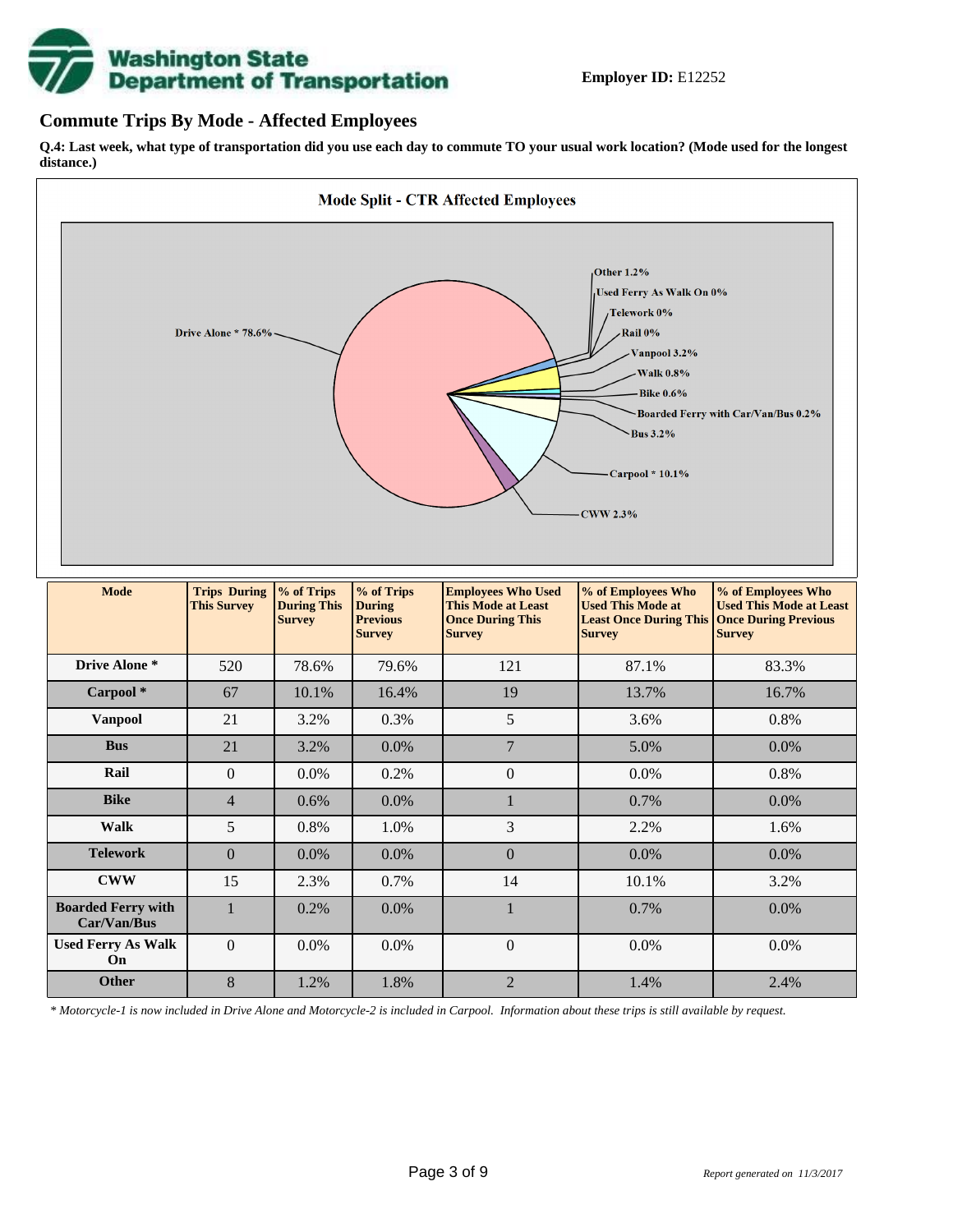**Employer ID:** E12252

## Commute Trips By Mode - Affected Employees

**Q.4: Last week, what type of transportation did you use each day to commute TO your usual work location? (Mode used for the longest distance.)**

**Mode Split - CTR Affected Employees**

Drive Alone * 78.6%
Other 1.2%
Used Ferry As Walk On 0%
Telework 0%
Rail 0%
Vanpool 3.2%
Walk 0.8%
Bike 0.6%
Boarded Ferry with Car/Van/Bus 0.2%
Bus 3.2%
Carpool * 10.1%
CWW 2.3%

| Mode | Trips During This Survey | % of Trips During This Survey | % of Trips During Previous Survey | Employees Who Used This Mode at Least Once During This Survey | % of Employees Who Used This Mode at Least Once During This Survey | % of Employees Who Used This Mode at Least Once During Previous Survey |
|---|---|---|---|---|---|---|
| **Drive Alone *** | 520 | 78.6% | 79.6% | 121 | 87.1% | 83.3% |
| **Carpool *** | 67 | 10.1% | 16.4% | 19 | 13.7% | 16.7% |
| **Vanpool** | 21 | 3.2% | 0.3% | 5 | 3.6% | 0.8% |
| **Bus** | 21 | 3.2% | 0.0% | 7 | 5.0% | 0.0% |
| **Rail** | 0 | 0.0% | 0.2% | 0 | 0.0% | 0.8% |
| **Bike** | 4 | 0.6% | 0.0% | 1 | 0.7% | 0.0% |
| **Walk** | 5 | 0.8% | 1.0% | 3 | 2.2% | 1.6% |
| **Telework** | 0 | 0.0% | 0.0% | 0 | 0.0% | 0.0% |
| **CWW** | 15 | 2.3% | 0.7% | 14 | 10.1% | 3.2% |
| **Boarded Ferry with Car/Van/Bus** | 1 | 0.2% | 0.0% | 1 | 0.7% | 0.0% |
| **Used Ferry As Walk On** | 0 | 0.0% | 0.0% | 0 | 0.0% | 0.0% |
| **Other** | 8 | 1.2% | 1.8% | 2 | 1.4% | 2.4% |

*\* Motorcycle-1 is now included in Drive Alone and Motorcycle-2 is included in Carpool. Information about these trips is still available by request.*

*Report generated on 11/3/2017*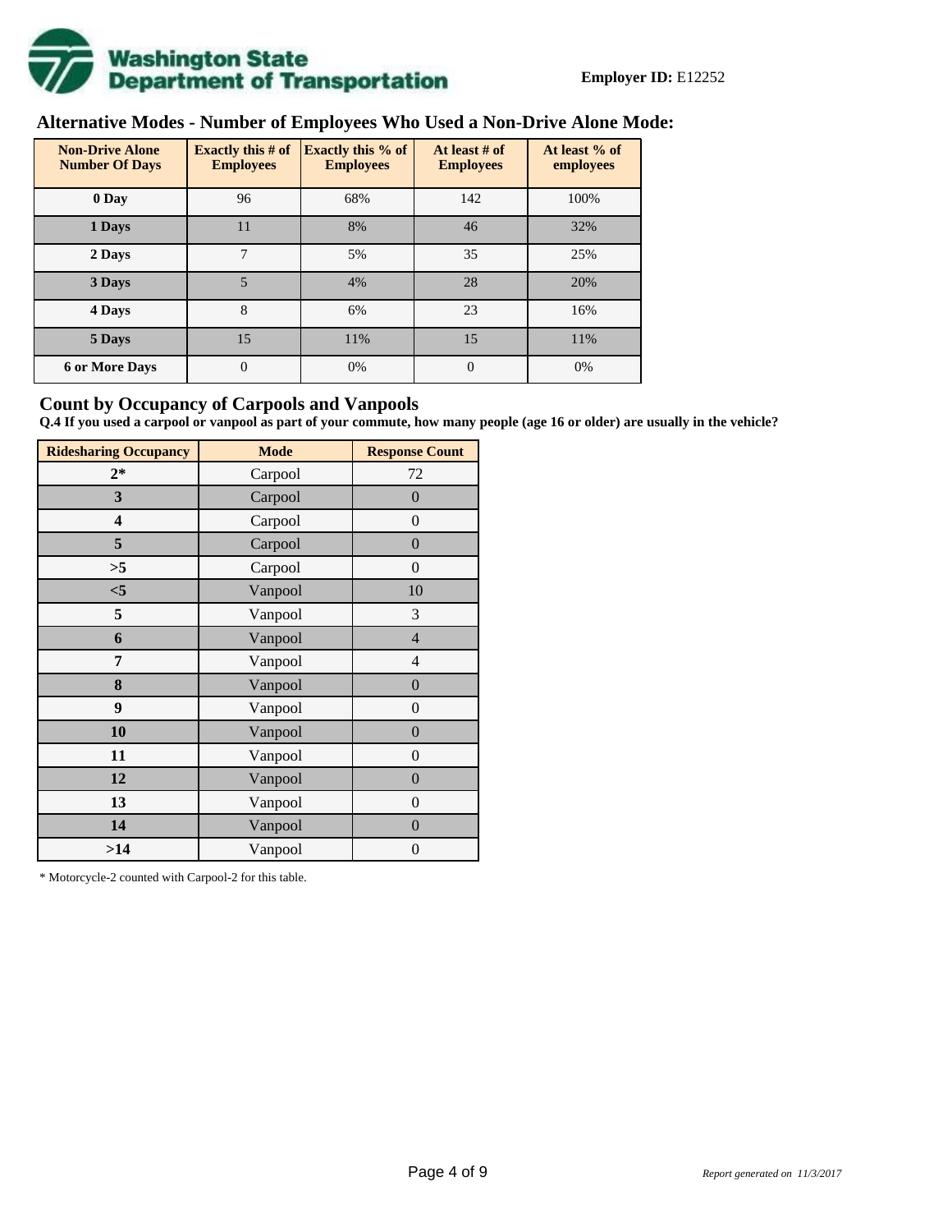**Employer ID:** E12252

## Alternative Modes - Number of Employees Who Used a Non-Drive Alone Mode:

| Non-Drive Alone Number Of Days | Exactly this # of Employees | Exactly this % of Employees | At least # of Employees | At least % of employees |
|---|---|---|---|---|
| 0 Day | 96 | 68% | 142 | 100% |
| 1 Days | 11 | 8% | 46 | 32% |
| 2 Days | 7 | 5% | 35 | 25% |
| 3 Days | 5 | 4% | 28 | 20% |
| 4 Days | 8 | 6% | 23 | 16% |
| 5 Days | 15 | 11% | 15 | 11% |
| 6 or More Days | 0 | 0% | 0 | 0% |

## Count by Occupancy of Carpools and Vanpools

**Q.4 If you used a carpool or vanpool as part of your commute, how many people (age 16 or older) are usually in the vehicle?**

| Ridesharing Occupancy | Mode | Response Count |
|---|---|---|
| 2* | Carpool | 72 |
| 3 | Carpool | 0 |
| 4 | Carpool | 0 |
| 5 | Carpool | 0 |
| >5 | Carpool | 0 |
| <5 | Vanpool | 10 |
| 5 | Vanpool | 3 |
| 6 | Vanpool | 4 |
| 7 | Vanpool | 4 |
| 8 | Vanpool | 0 |
| 9 | Vanpool | 0 |
| 10 | Vanpool | 0 |
| 11 | Vanpool | 0 |
| 12 | Vanpool | 0 |
| 13 | Vanpool | 0 |
| 14 | Vanpool | 0 |
| >14 | Vanpool | 0 |

* Motorcycle-2 counted with Carpool-2 for this table.

*Report generated on 11/3/2017*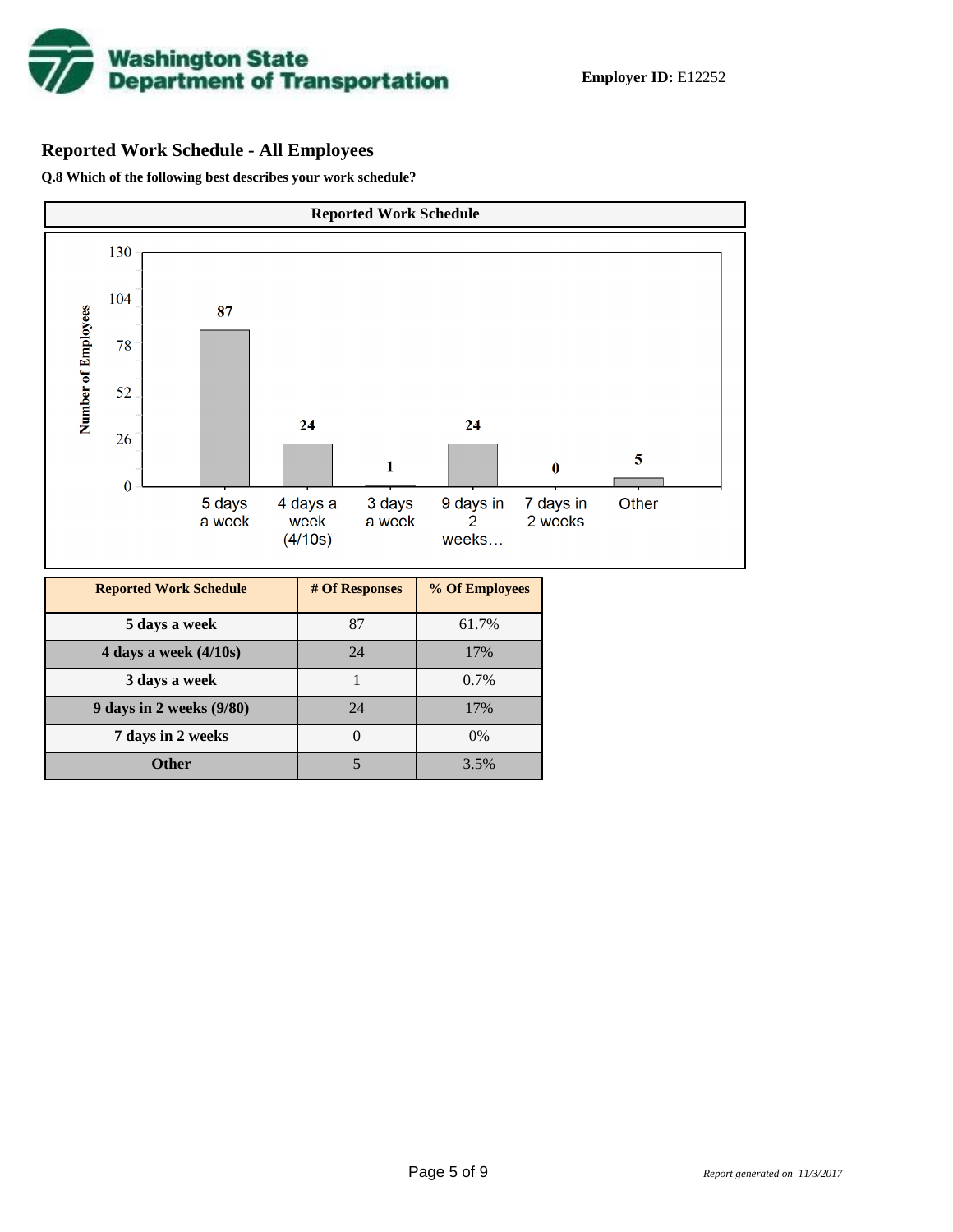**Employer ID:** E12252

## Reported Work Schedule - All Employees

**Q.8 Which of the following best describes your work schedule?**

**Reported Work Schedule**

| Reported Work Schedule | # Of Responses | % Of Employees |
|---|---|---|
| 5 days a week | 87 | 61.7% |
| 4 days a week (4/10s) | 24 | 17% |
| 3 days a week | 1 | 0.7% |
| 9 days in 2 weeks (9/80) | 24 | 17% |
| 7 days in 2 weeks | 0 | 0% |
| Other | 5 | 3.5% |

*Report generated on 11/3/2017*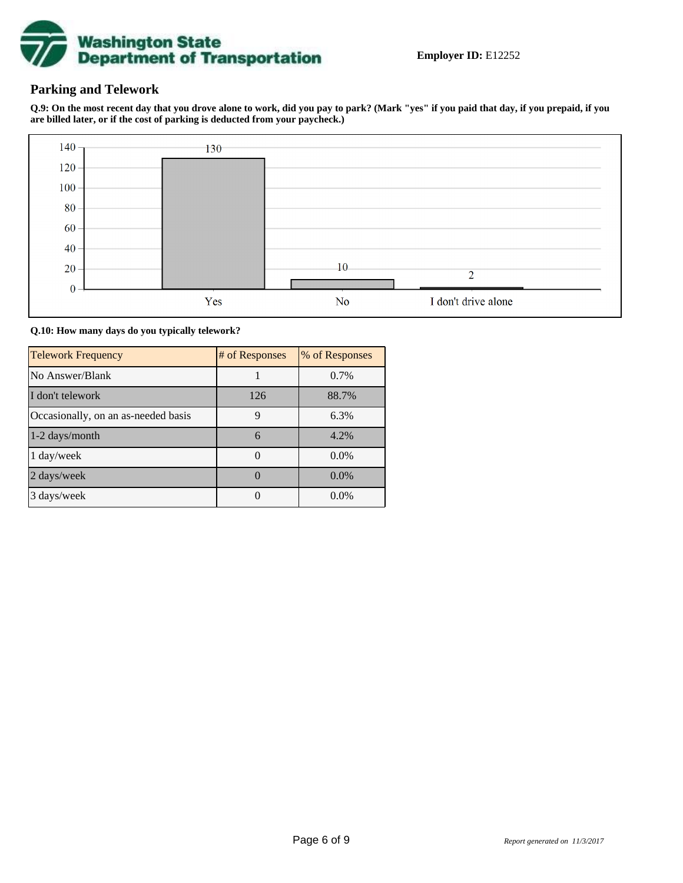**Employer ID:** E12252

## Parking and Telework

**Q.9: On the most recent day that you drove alone to work, did you pay to park? (Mark "yes" if you paid that day, if you prepaid, if you are billed later, or if the cost of parking is deducted from your paycheck.)**

| Response | Count |
| --- | --- |
| Yes | 130 |
| No | 10 |
| I don't drive alone | 2 |

**Q.10: How many days do you typically telework?**

| Telework Frequency | # of Responses | % of Responses |
| --- | --- | --- |
| No Answer/Blank | 1 | 0.7% |
| I don't telework | 126 | 88.7% |
| Occasionally, on an as-needed basis | 9 | 6.3% |
| 1-2 days/month | 6 | 4.2% |
| 1 day/week | 0 | 0.0% |
| 2 days/week | 0 | 0.0% |
| 3 days/week | 0 | 0.0% |

*Report generated on 11/3/2017*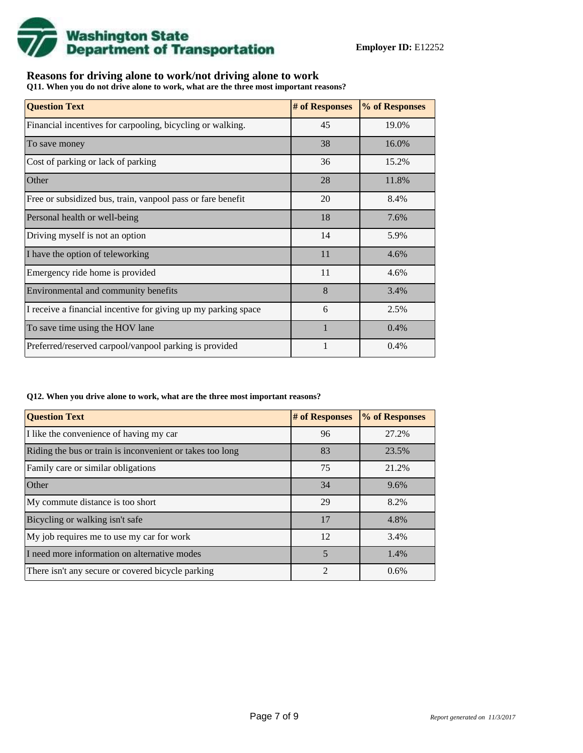**Employer ID:** E12252

## Reasons for driving alone to work/not driving alone to work

**Q11. When you do not drive alone to work, what are the three most important reasons?**

| Question Text | # of Responses | % of Responses |
|---|---|---|
| Financial incentives for carpooling, bicycling or walking. | 45 | 19.0% |
| To save money | 38 | 16.0% |
| Cost of parking or lack of parking | 36 | 15.2% |
| Other | 28 | 11.8% |
| Free or subsidized bus, train, vanpool pass or fare benefit | 20 | 8.4% |
| Personal health or well-being | 18 | 7.6% |
| Driving myself is not an option | 14 | 5.9% |
| I have the option of teleworking | 11 | 4.6% |
| Emergency ride home is provided | 11 | 4.6% |
| Environmental and community benefits | 8 | 3.4% |
| I receive a financial incentive for giving up my parking space | 6 | 2.5% |
| To save time using the HOV lane | 1 | 0.4% |
| Preferred/reserved carpool/vanpool parking is provided | 1 | 0.4% |

**Q12. When you drive alone to work, what are the three most important reasons?**

| Question Text | # of Responses | % of Responses |
|---|---|---|
| I like the convenience of having my car | 96 | 27.2% |
| Riding the bus or train is inconvenient or takes too long | 83 | 23.5% |
| Family care or similar obligations | 75 | 21.2% |
| Other | 34 | 9.6% |
| My commute distance is too short | 29 | 8.2% |
| Bicycling or walking isn't safe | 17 | 4.8% |
| My job requires me to use my car for work | 12 | 3.4% |
| I need more information on alternative modes | 5 | 1.4% |
| There isn't any secure or covered bicycle parking | 2 | 0.6% |

*Report generated on 11/3/2017*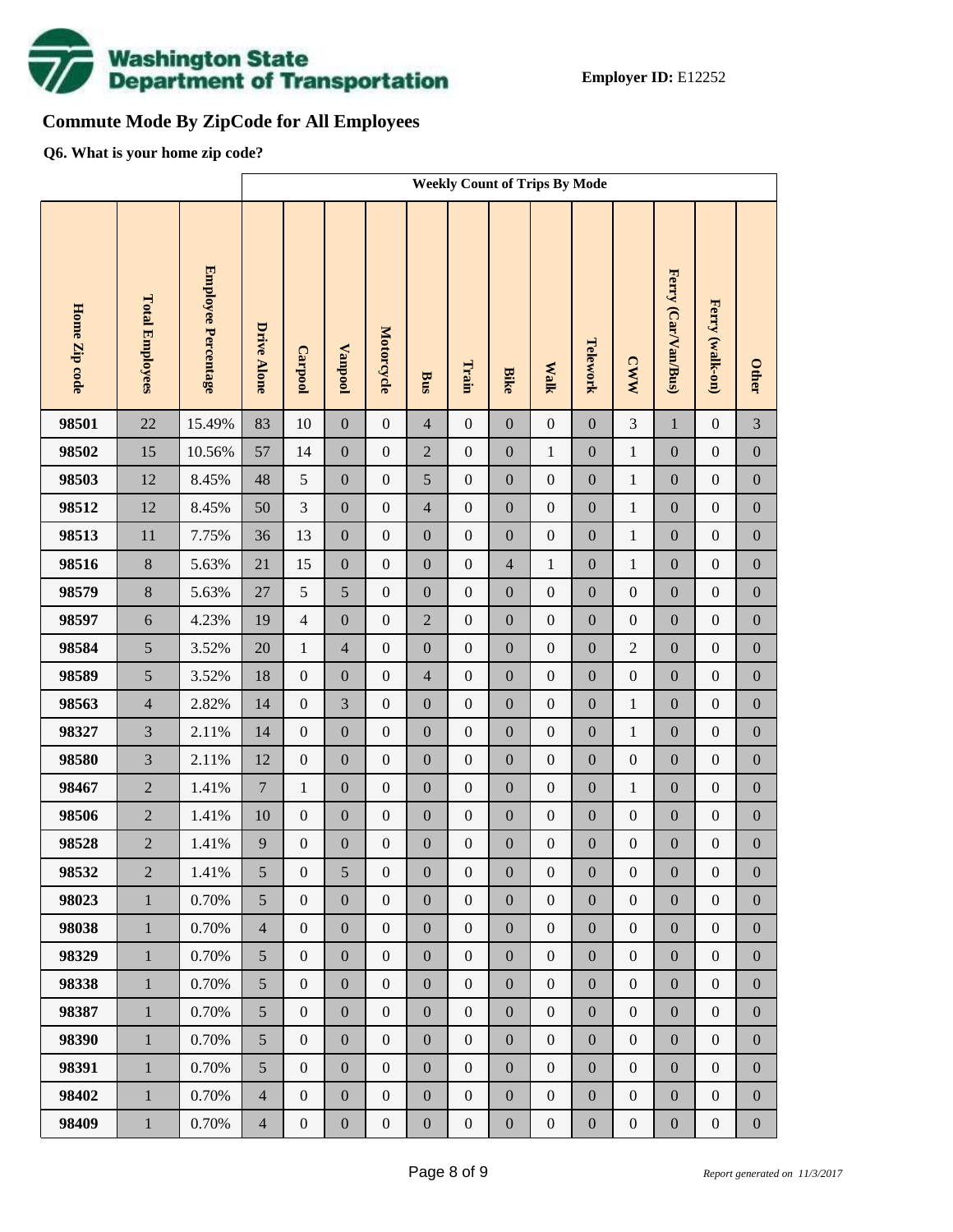**Employer ID:** E12252

## Commute Mode By ZipCode for All Employees

**Q6. What is your home zip code?**

| | | | Weekly Count of Trips By Mode | | | | | | | | | | | | |
|---|---|---|---|---|---|---|---|---|---|---|---|---|---|---|---|
| Home Zip code | Total Employees | Employee Percentage | Drive Alone | Carpool | Vanpool | Motorcycle | Bus | Train | Bike | Walk | Telework | CWW | Ferry (Car/Van/Bus) | Ferry (walk-on) | Other |
| 98501 | 22 | 15.49% | 83 | 10 | 0 | 0 | 4 | 0 | 0 | 0 | 0 | 3 | 1 | 0 | 3 |
| 98502 | 15 | 10.56% | 57 | 14 | 0 | 0 | 2 | 0 | 0 | 1 | 0 | 1 | 0 | 0 | 0 |
| 98503 | 12 | 8.45% | 48 | 5 | 0 | 0 | 5 | 0 | 0 | 0 | 0 | 1 | 0 | 0 | 0 |
| 98512 | 12 | 8.45% | 50 | 3 | 0 | 0 | 4 | 0 | 0 | 0 | 0 | 1 | 0 | 0 | 0 |
| 98513 | 11 | 7.75% | 36 | 13 | 0 | 0 | 0 | 0 | 0 | 0 | 0 | 1 | 0 | 0 | 0 |
| 98516 | 8 | 5.63% | 21 | 15 | 0 | 0 | 0 | 0 | 4 | 1 | 0 | 1 | 0 | 0 | 0 |
| 98579 | 8 | 5.63% | 27 | 5 | 5 | 0 | 0 | 0 | 0 | 0 | 0 | 0 | 0 | 0 | 0 |
| 98597 | 6 | 4.23% | 19 | 4 | 0 | 0 | 2 | 0 | 0 | 0 | 0 | 0 | 0 | 0 | 0 |
| 98584 | 5 | 3.52% | 20 | 1 | 4 | 0 | 0 | 0 | 0 | 0 | 0 | 2 | 0 | 0 | 0 |
| 98589 | 5 | 3.52% | 18 | 0 | 0 | 0 | 4 | 0 | 0 | 0 | 0 | 0 | 0 | 0 | 0 |
| 98563 | 4 | 2.82% | 14 | 0 | 3 | 0 | 0 | 0 | 0 | 0 | 0 | 1 | 0 | 0 | 0 |
| 98327 | 3 | 2.11% | 14 | 0 | 0 | 0 | 0 | 0 | 0 | 0 | 0 | 1 | 0 | 0 | 0 |
| 98580 | 3 | 2.11% | 12 | 0 | 0 | 0 | 0 | 0 | 0 | 0 | 0 | 0 | 0 | 0 | 0 |
| 98467 | 2 | 1.41% | 7 | 1 | 0 | 0 | 0 | 0 | 0 | 0 | 0 | 1 | 0 | 0 | 0 |
| 98506 | 2 | 1.41% | 10 | 0 | 0 | 0 | 0 | 0 | 0 | 0 | 0 | 0 | 0 | 0 | 0 |
| 98528 | 2 | 1.41% | 9 | 0 | 0 | 0 | 0 | 0 | 0 | 0 | 0 | 0 | 0 | 0 | 0 |
| 98532 | 2 | 1.41% | 5 | 0 | 5 | 0 | 0 | 0 | 0 | 0 | 0 | 0 | 0 | 0 | 0 |
| 98023 | 1 | 0.70% | 5 | 0 | 0 | 0 | 0 | 0 | 0 | 0 | 0 | 0 | 0 | 0 | 0 |
| 98038 | 1 | 0.70% | 4 | 0 | 0 | 0 | 0 | 0 | 0 | 0 | 0 | 0 | 0 | 0 | 0 |
| 98329 | 1 | 0.70% | 5 | 0 | 0 | 0 | 0 | 0 | 0 | 0 | 0 | 0 | 0 | 0 | 0 |
| 98338 | 1 | 0.70% | 5 | 0 | 0 | 0 | 0 | 0 | 0 | 0 | 0 | 0 | 0 | 0 | 0 |
| 98387 | 1 | 0.70% | 5 | 0 | 0 | 0 | 0 | 0 | 0 | 0 | 0 | 0 | 0 | 0 | 0 |
| 98390 | 1 | 0.70% | 5 | 0 | 0 | 0 | 0 | 0 | 0 | 0 | 0 | 0 | 0 | 0 | 0 |
| 98391 | 1 | 0.70% | 5 | 0 | 0 | 0 | 0 | 0 | 0 | 0 | 0 | 0 | 0 | 0 | 0 |
| 98402 | 1 | 0.70% | 4 | 0 | 0 | 0 | 0 | 0 | 0 | 0 | 0 | 0 | 0 | 0 | 0 |
| 98409 | 1 | 0.70% | 4 | 0 | 0 | 0 | 0 | 0 | 0 | 0 | 0 | 0 | 0 | 0 | 0 |

*Report generated on 11/3/2017*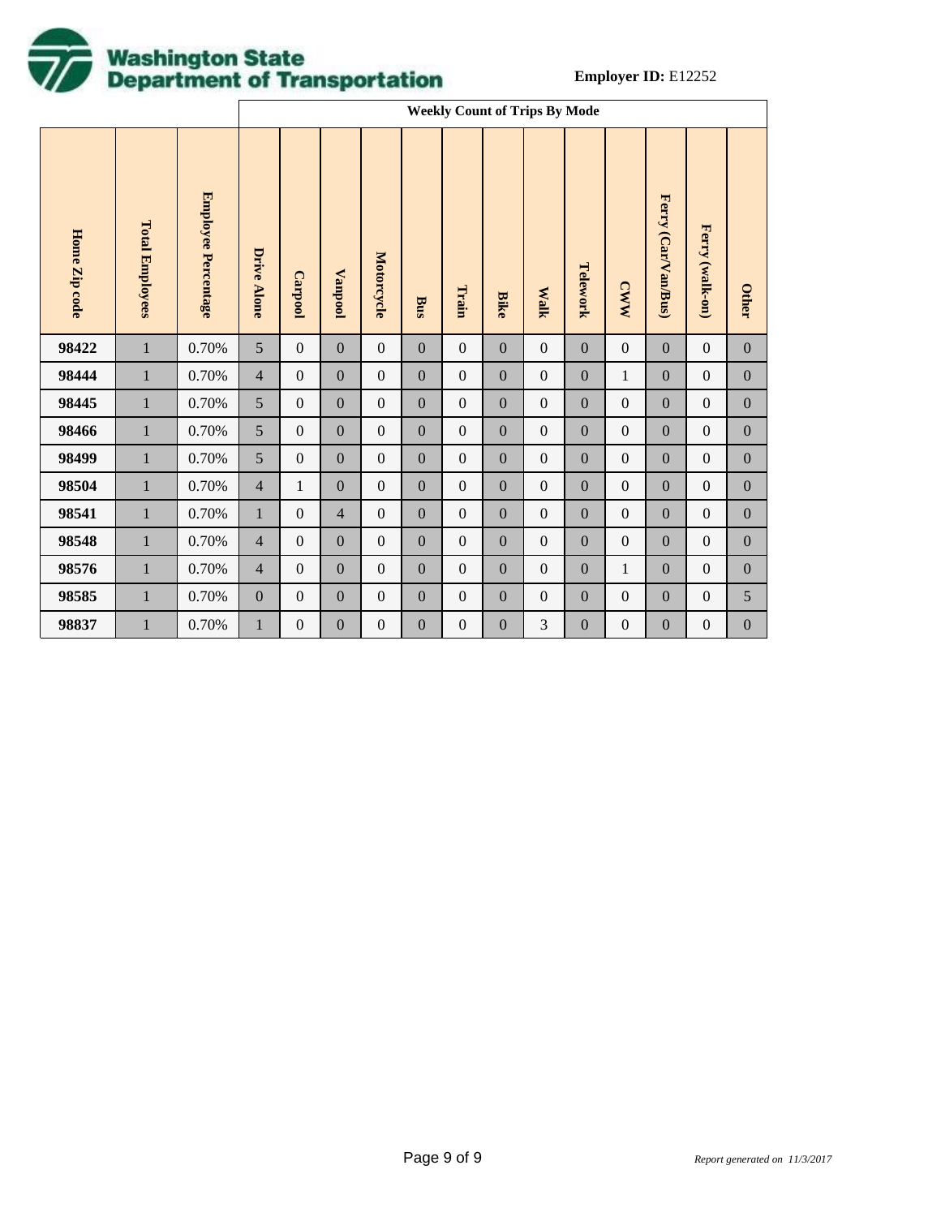# Washington State Department of Transportation

**Employer ID:** E12252

| Home Zip code | Total Employees | Employee Percentage | Weekly Count of Trips By Mode | | | | | | | | | | | | |
|---|---|---|---|---|---|---|---|---|---|---|---|---|---|---|---|
| | | | Drive Alone | Carpool | Vanpool | Motorcycle | Bus | Train | Bike | Walk | Telework | CWW | Ferry (Car/Van/Bus) | Ferry (walk-on) | Other |
| 98422 | 1 | 0.70% | 5 | 0 | 0 | 0 | 0 | 0 | 0 | 0 | 0 | 0 | 0 | 0 | 0 |
| 98444 | 1 | 0.70% | 4 | 0 | 0 | 0 | 0 | 0 | 0 | 0 | 0 | 1 | 0 | 0 | 0 |
| 98445 | 1 | 0.70% | 5 | 0 | 0 | 0 | 0 | 0 | 0 | 0 | 0 | 0 | 0 | 0 | 0 |
| 98466 | 1 | 0.70% | 5 | 0 | 0 | 0 | 0 | 0 | 0 | 0 | 0 | 0 | 0 | 0 | 0 |
| 98499 | 1 | 0.70% | 5 | 0 | 0 | 0 | 0 | 0 | 0 | 0 | 0 | 0 | 0 | 0 | 0 |
| 98504 | 1 | 0.70% | 4 | 1 | 0 | 0 | 0 | 0 | 0 | 0 | 0 | 0 | 0 | 0 | 0 |
| 98541 | 1 | 0.70% | 1 | 0 | 4 | 0 | 0 | 0 | 0 | 0 | 0 | 0 | 0 | 0 | 0 |
| 98548 | 1 | 0.70% | 4 | 0 | 0 | 0 | 0 | 0 | 0 | 0 | 0 | 0 | 0 | 0 | 0 |
| 98576 | 1 | 0.70% | 4 | 0 | 0 | 0 | 0 | 0 | 0 | 0 | 0 | 1 | 0 | 0 | 0 |
| 98585 | 1 | 0.70% | 0 | 0 | 0 | 0 | 0 | 0 | 0 | 0 | 0 | 0 | 0 | 0 | 5 |
| 98837 | 1 | 0.70% | 1 | 0 | 0 | 0 | 0 | 0 | 0 | 3 | 0 | 0 | 0 | 0 | 0 |

*Report generated on 11/3/2017*